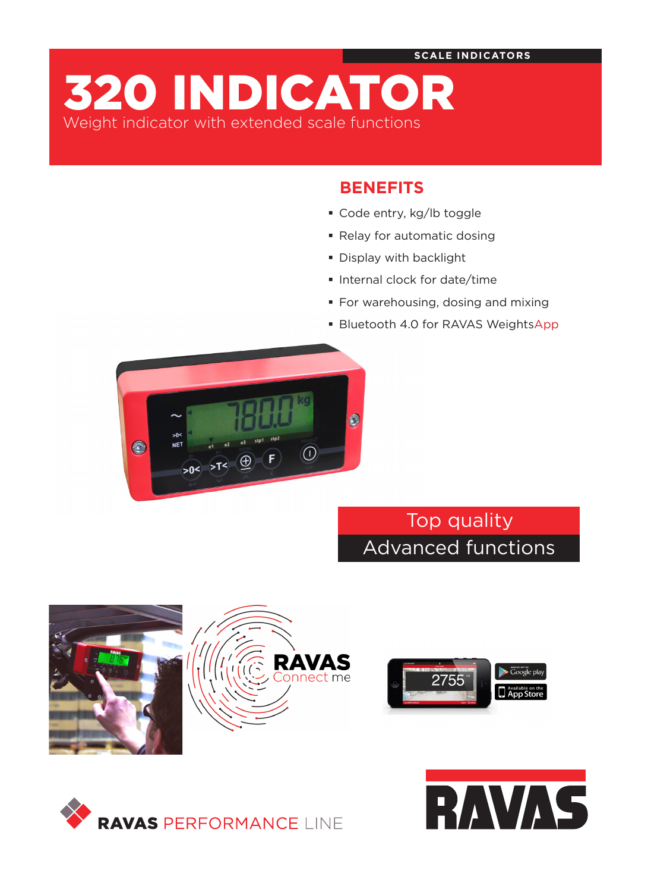SCALE INDICATORS

# 320 INDICATOR

Weight indicator with extended scale functions

## BENEFITS

- Code entry, kg/lb toggle
- Relay for automatic dosing
- Display with backlight
- Internal clock for date/time
- For warehousing, dosing and mixing
- Bluetooth 4.0 for RAVAS WeightsApp

Top quality

Advanced functions

RAVAS Connect me

RAVAS PERFORMANCE LINE

RAVAS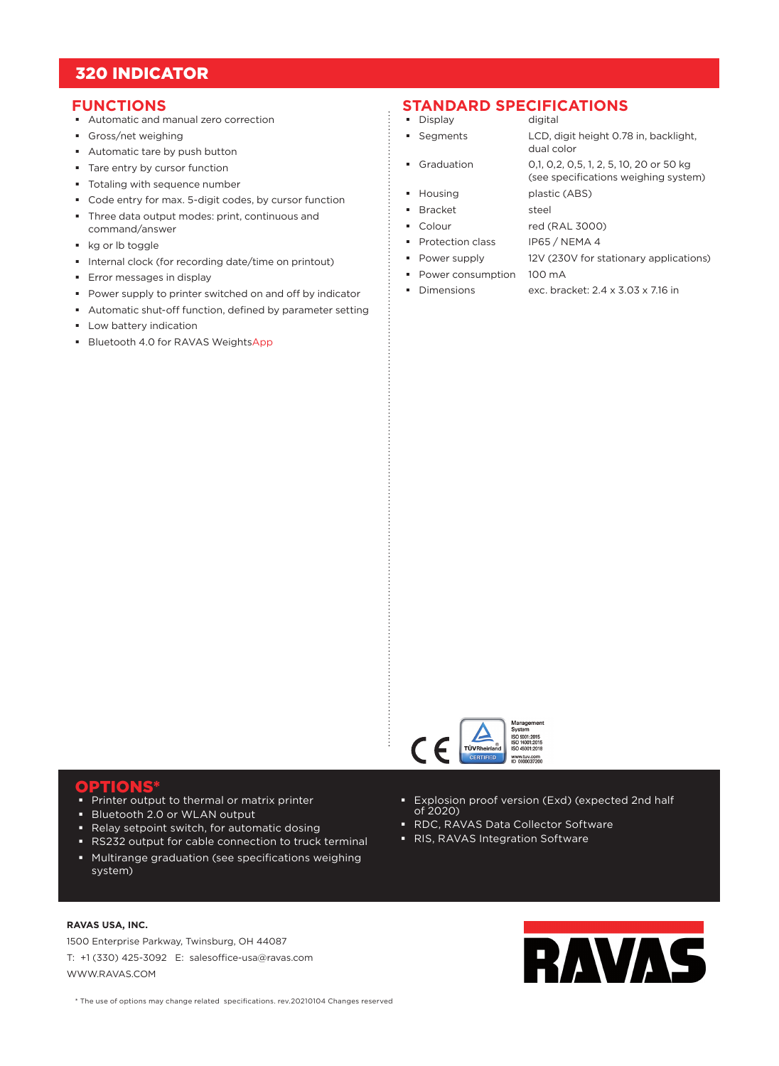# 320 INDICATOR

## FUNCTIONS

- Automatic and manual zero correction
- Gross/net weighing
- Automatic tare by push button
- Tare entry by cursor function
- Totaling with sequence number
- Code entry for max. 5-digit codes, by cursor function
- Three data output modes: print, continuous and command/answer
- kg or lb toggle
- Internal clock (for recording date/time on printout)
- Error messages in display
- Power supply to printer switched on and off by indicator
- Automatic shut-off function, defined by parameter setting
- Low battery indication
- Bluetooth 4.0 for RAVAS WeightsApp

## STANDARD SPECIFICATIONS

| | |
|---|---|
| Display | digital |
| Segments | LCD, digit height 0.78 in, backlight, dual color |
| Graduation | 0,1, 0,2, 0,5, 1, 2, 5, 10, 20 or 50 kg (see specifications weighing system) |
| Housing | plastic (ABS) |
| Bracket | steel |
| Colour | red (RAL 3000) |
| Protection class | IP65 / NEMA 4 |
| Power supply | 12V (230V for stationary applications) |
| Power consumption | 100 mA |
| Dimensions | exc. bracket: 2.4 x 3.03 x 7.16 in |

CE

TÜVRheinland CERTIFIED

Management System
ISO 9001:2015
ISO 14001:2015
ISO 45001:2018
www.tuv.com
ID 0000037200

## OPTIONS*

- Printer output to thermal or matrix printer
- Bluetooth 2.0 or WLAN output
- Relay setpoint switch, for automatic dosing
- RS232 output for cable connection to truck terminal
- Multirange graduation (see specifications weighing system)
- Explosion proof version (Exd) (expected 2nd half of 2020)
- RDC, RAVAS Data Collector Software
- RIS, RAVAS Integration Software

**RAVAS USA, INC.**

1500 Enterprise Parkway, Twinsburg, OH 44087

T: +1 (330) 425-3092 E: salesoffice-usa@ravas.com

WWW.RAVAS.COM

RAVAS

* The use of options may change related specifications. rev.20210104 Changes reserved